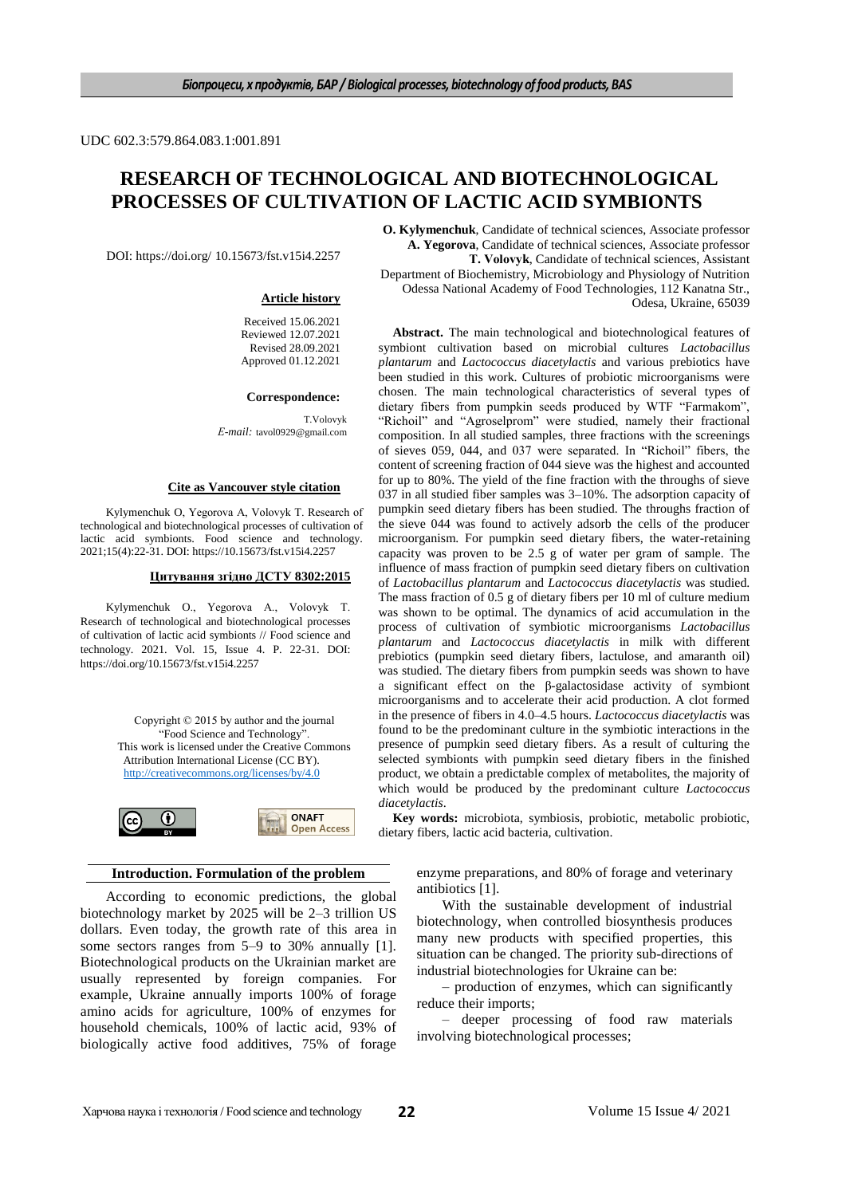UDC 602.3:579.864.083.1:001.891

# RESEARCH OF TECHNOLOGICAL AND BIOTECHNOLOGICAL PROCESSES OF CULTIVATION OF LACTIC ACID SYMBIONTS

DOI: https://doi.org/ 10.15673/fst.v15i4.2257

**Article history**

Received 15.06.2021
Reviewed 12.07.2021
Revised 28.09.2021
Approved 01.12.2021

**Correspondence:**

T.Volovyk
*E-mail:* tavol0929@gmail.com

**Cite as Vancouver style citation**

Kylymenchuk O, Yegorova A, Volovyk T. Research of technological and biotechnological processes of cultivation of lactic acid symbionts. Food science and technology. 2021;15(4):22-31. DOI: https://10.15673/fst.v15i4.2257

**Цитування згідно ДСТУ 8302:2015**

Kylymenchuk O., Yegorova A., Volovyk T. Research of technological and biotechnological processes of cultivation of lactic acid symbionts // Food science and technology. 2021. Vol. 15, Issue 4. P. 22-31. DOI: https://doi.org/10.15673/fst.v15i4.2257

Copyright © 2015 by author and the journal "Food Science and Technology".
This work is licensed under the Creative Commons Attribution International License (CC BY).
http://creativecommons.org/licenses/by/4.0

**O. Kylymenchuk**, Candidate of technical sciences, Associate professor
**A. Yegorova**, Candidate of technical sciences, Associate professor
**T. Volovyk**, Candidate of technical sciences, Assistant
Department of Biochemistry, Microbiology and Physiology of Nutrition
Odessa National Academy of Food Technologies, 112 Kanatna Str., Odesa, Ukraine, 65039

**Abstract.** The main technological and biotechnological features of symbiont cultivation based on microbial cultures *Lactobacillus plantarum* and *Lactococcus diacetylactis* and various prebiotics have been studied in this work. Cultures of probiotic microorganisms were chosen. The main technological characteristics of several types of dietary fibers from pumpkin seeds produced by WTF "Farmakom", "Richoil" and "Agroselprom" were studied, namely their fractional composition. In all studied samples, three fractions with the screenings of sieves 059, 044, and 037 were separated. In "Richoil" fibers, the content of screening fraction of 044 sieve was the highest and accounted for up to 80%. The yield of the fine fraction with the throughs of sieve 037 in all studied fiber samples was 3–10%. The adsorption capacity of pumpkin seed dietary fibers has been studied. The throughs fraction of the sieve 044 was found to actively adsorb the cells of the producer microorganism. For pumpkin seed dietary fibers, the water-retaining capacity was proven to be 2.5 g of water per gram of sample. The influence of mass fraction of pumpkin seed dietary fibers on cultivation of *Lactobacillus plantarum* and *Lactococcus diacetylactis* was studied. The mass fraction of 0.5 g of dietary fibers per 10 ml of culture medium was shown to be optimal. The dynamics of acid accumulation in the process of cultivation of symbiotic microorganisms *Lactobacillus plantarum* and *Lactococcus diacetylactis* in milk with different prebiotics (pumpkin seed dietary fibers, lactulose, and amaranth oil) was studied. The dietary fibers from pumpkin seeds was shown to have a significant effect on the β-galactosidase activity of symbiont microorganisms and to accelerate their acid production. A clot formed in the presence of fibers in 4.0–4.5 hours. *Lactococcus diacetylactis* was found to be the predominant culture in the symbiotic interactions in the presence of pumpkin seed dietary fibers. As a result of culturing the selected symbionts with pumpkin seed dietary fibers in the finished product, we obtain a predictable complex of metabolites, the majority of which would be produced by the predominant culture *Lactococcus diacetylactis*.

**Key words:** microbiota, symbiosis, probiotic, metabolic probiotic, dietary fibers, lactic acid bacteria, cultivation.

## Introduction. Formulation of the problem

According to economic predictions, the global biotechnology market by 2025 will be 2–3 trillion US dollars. Even today, the growth rate of this area in some sectors ranges from 5–9 to 30% annually [1]. Biotechnological products on the Ukrainian market are usually represented by foreign companies. For example, Ukraine annually imports 100% of forage amino acids for agriculture, 100% of enzymes for household chemicals, 100% of lactic acid, 93% of biologically active food additives, 75% of forage enzyme preparations, and 80% of forage and veterinary antibiotics [1].

With the sustainable development of industrial biotechnology, when controlled biosynthesis produces many new products with specified properties, this situation can be changed. The priority sub-directions of industrial biotechnologies for Ukraine can be:

– production of enzymes, which can significantly reduce their imports;

– deeper processing of food raw materials involving biotechnological processes;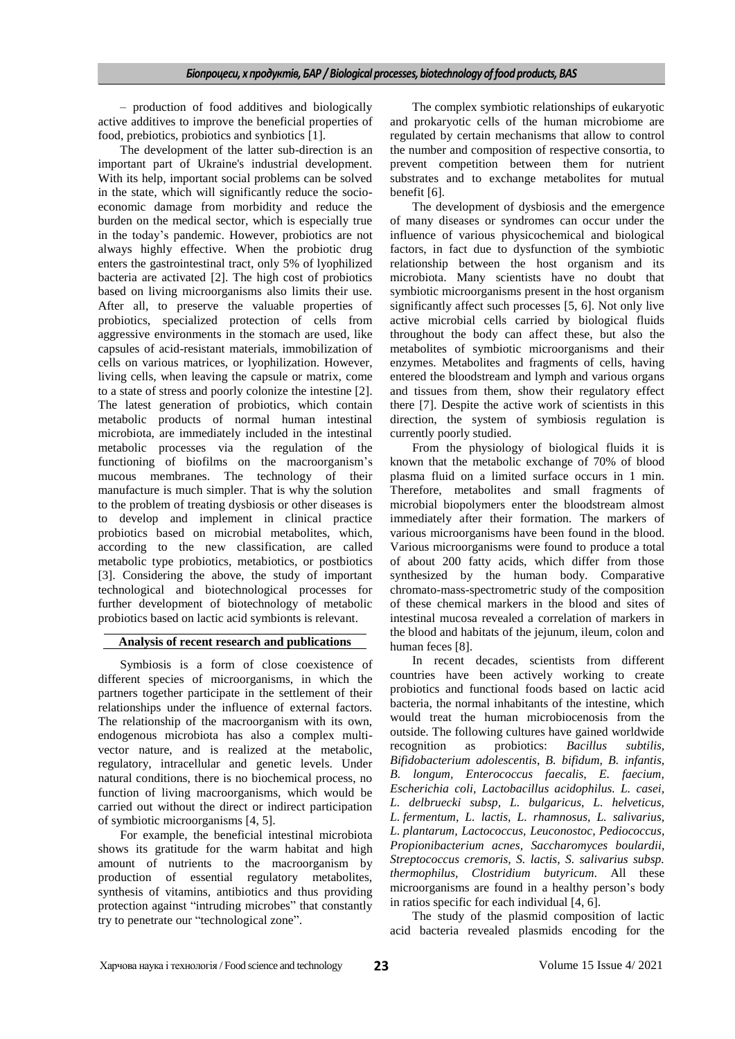– production of food additives and biologically active additives to improve the beneficial properties of food, prebiotics, probiotics and synbiotics [1].

The development of the latter sub-direction is an important part of Ukraine's industrial development. With its help, important social problems can be solved in the state, which will significantly reduce the socio-economic damage from morbidity and reduce the burden on the medical sector, which is especially true in the today's pandemic. However, probiotics are not always highly effective. When the probiotic drug enters the gastrointestinal tract, only 5% of lyophilized bacteria are activated [2]. The high cost of probiotics based on living microorganisms also limits their use. After all, to preserve the valuable properties of probiotics, specialized protection of cells from aggressive environments in the stomach are used, like capsules of acid-resistant materials, immobilization of cells on various matrices, or lyophilization. However, living cells, when leaving the capsule or matrix, come to a state of stress and poorly colonize the intestine [2]. The latest generation of probiotics, which contain metabolic products of normal human intestinal microbiota, are immediately included in the intestinal metabolic processes via the regulation of the functioning of biofilms on the macroorganism's mucous membranes. The technology of their manufacture is much simpler. That is why the solution to the problem of treating dysbiosis or other diseases is to develop and implement in clinical practice probiotics based on microbial metabolites, which, according to the new classification, are called metabolic type probiotics, metabiotics, or postbiotics [3]. Considering the above, the study of important technological and biotechnological processes for further development of biotechnology of metabolic probiotics based on lactic acid symbionts is relevant.

## Analysis of recent research and publications

Symbiosis is a form of close coexistence of different species of microorganisms, in which the partners together participate in the settlement of their relationships under the influence of external factors. The relationship of the macroorganism with its own, endogenous microbiota has also a complex multi-vector nature, and is realized at the metabolic, regulatory, intracellular and genetic levels. Under natural conditions, there is no biochemical process, no function of living macroorganisms, which would be carried out without the direct or indirect participation of symbiotic microorganisms [4, 5].

For example, the beneficial intestinal microbiota shows its gratitude for the warm habitat and high amount of nutrients to the macroorganism by production of essential regulatory metabolites, synthesis of vitamins, antibiotics and thus providing protection against "intruding microbes" that constantly try to penetrate our "technological zone".

The complex symbiotic relationships of eukaryotic and prokaryotic cells of the human microbiome are regulated by certain mechanisms that allow to control the number and composition of respective consortia, to prevent competition between them for nutrient substrates and to exchange metabolites for mutual benefit [6].

The development of dysbiosis and the emergence of many diseases or syndromes can occur under the influence of various physicochemical and biological factors, in fact due to dysfunction of the symbiotic relationship between the host organism and its microbiota. Many scientists have no doubt that symbiotic microorganisms present in the host organism significantly affect such processes [5, 6]. Not only live active microbial cells carried by biological fluids throughout the body can affect these, but also the metabolites of symbiotic microorganisms and their enzymes. Metabolites and fragments of cells, having entered the bloodstream and lymph and various organs and tissues from them, show their regulatory effect there [7]. Despite the active work of scientists in this direction, the system of symbiosis regulation is currently poorly studied.

From the physiology of biological fluids it is known that the metabolic exchange of 70% of blood plasma fluid on a limited surface occurs in 1 min. Therefore, metabolites and small fragments of microbial biopolymers enter the bloodstream almost immediately after their formation. The markers of various microorganisms have been found in the blood. Various microorganisms were found to produce a total of about 200 fatty acids, which differ from those synthesized by the human body. Comparative chromato-mass-spectrometric study of the composition of these chemical markers in the blood and sites of intestinal mucosa revealed a correlation of markers in the blood and habitats of the jejunum, ileum, colon and human feces [8].

In recent decades, scientists from different countries have been actively working to create probiotics and functional foods based on lactic acid bacteria, the normal inhabitants of the intestine, which would treat the human microbiocenosis from the outside. The following cultures have gained worldwide recognition as probiotics: *Bacillus subtilis, Bifidobacterium adolescentis, B. bifidum, B. infantis, B. longum, Enterococcus faecalis, E. faecium, Escherichia coli, Lactobacillus acidophilus. L. casei, L. delbruecki subsp, L. bulgaricus, L. helveticus, L. fermentum, L. lactis, L. rhamnosus, L. salivarius, L. plantarum, Lactococcus, Leuconostoc, Pediococcus, Propionibacterium acnes, Saccharomyces boulardii, Streptococcus cremoris, S. lactis, S. salivarius subsp. thermophilus, Clostridium butyricum*. All these microorganisms are found in a healthy person's body in ratios specific for each individual [4, 6].

The study of the plasmid composition of lactic acid bacteria revealed plasmids encoding for the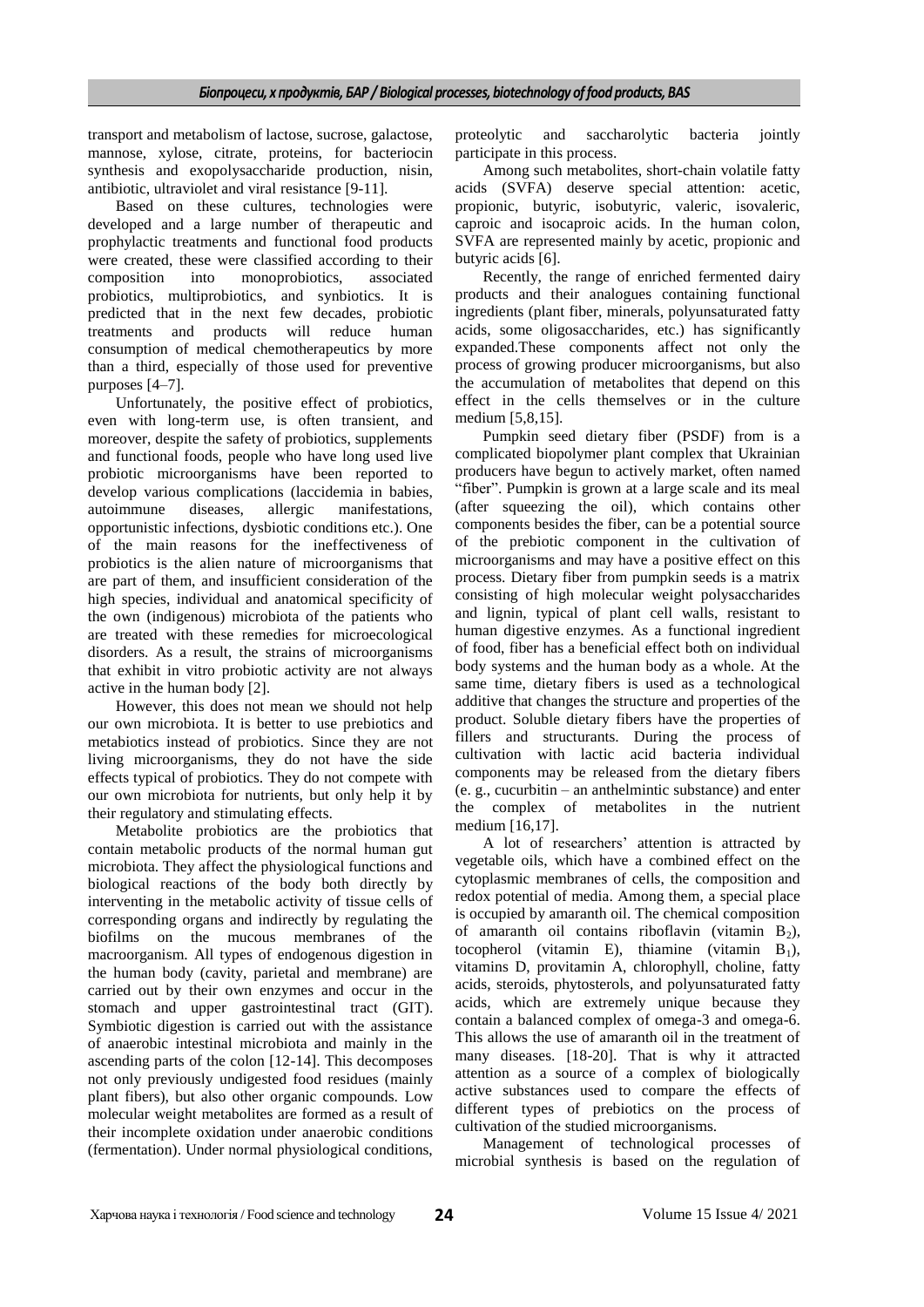transport and metabolism of lactose, sucrose, galactose, mannose, xylose, citrate, proteins, for bacteriocin synthesis and exopolysaccharide production, nisin, antibiotic, ultraviolet and viral resistance [9-11].

Based on these cultures, technologies were developed and a large number of therapeutic and prophylactic treatments and functional food products were created, these were classified according to their composition into monoprobiotics, associated probiotics, multiprobiotics, and synbiotics. It is predicted that in the next few decades, probiotic treatments and products will reduce human consumption of medical chemotherapeutics by more than a third, especially of those used for preventive purposes [4–7].

Unfortunately, the positive effect of probiotics, even with long-term use, is often transient, and moreover, despite the safety of probiotics, supplements and functional foods, people who have long used live probiotic microorganisms have been reported to develop various complications (laccidemia in babies, autoimmune diseases, allergic manifestations, opportunistic infections, dysbiotic conditions etc.). One of the main reasons for the ineffectiveness of probiotics is the alien nature of microorganisms that are part of them, and insufficient consideration of the high species, individual and anatomical specificity of the own (indigenous) microbiota of the patients who are treated with these remedies for microecological disorders. As a result, the strains of microorganisms that exhibit in vitro probiotic activity are not always active in the human body [2].

However, this does not mean we should not help our own microbiota. It is better to use prebiotics and metabiotics instead of probiotics. Since they are not living microorganisms, they do not have the side effects typical of probiotics. They do not compete with our own microbiota for nutrients, but only help it by their regulatory and stimulating effects.

Metabolite probiotics are the probiotics that contain metabolic products of the normal human gut microbiota. They affect the physiological functions and biological reactions of the body both directly by interventing in the metabolic activity of tissue cells of corresponding organs and indirectly by regulating the biofilms on the mucous membranes of the macroorganism. All types of endogenous digestion in the human body (cavity, parietal and membrane) are carried out by their own enzymes and occur in the stomach and upper gastrointestinal tract (GIT). Symbiotic digestion is carried out with the assistance of anaerobic intestinal microbiota and mainly in the ascending parts of the colon [12-14]. This decomposes not only previously undigested food residues (mainly plant fibers), but also other organic compounds. Low molecular weight metabolites are formed as a result of their incomplete oxidation under anaerobic conditions (fermentation). Under normal physiological conditions, proteolytic and saccharolytic bacteria jointly participate in this process.

Among such metabolites, short-chain volatile fatty acids (SVFA) deserve special attention: acetic, propionic, butyric, isobutyric, valeric, isovaleric, caproic and isocaproic acids. In the human colon, SVFA are represented mainly by acetic, propionic and butyric acids [6].

Recently, the range of enriched fermented dairy products and their analogues containing functional ingredients (plant fiber, minerals, polyunsaturated fatty acids, some oligosaccharides, etc.) has significantly expanded.These components affect not only the process of growing producer microorganisms, but also the accumulation of metabolites that depend on this effect in the cells themselves or in the culture medium [5,8,15].

Pumpkin seed dietary fiber (PSDF) from is a complicated biopolymer plant complex that Ukrainian producers have begun to actively market, often named "fiber". Pumpkin is grown at a large scale and its meal (after squeezing the oil), which contains other components besides the fiber, can be a potential source of the prebiotic component in the cultivation of microorganisms and may have a positive effect on this process. Dietary fiber from pumpkin seeds is a matrix consisting of high molecular weight polysaccharides and lignin, typical of plant cell walls, resistant to human digestive enzymes. As a functional ingredient of food, fiber has a beneficial effect both on individual body systems and the human body as a whole. At the same time, dietary fibers is used as a technological additive that changes the structure and properties of the product. Soluble dietary fibers have the properties of fillers and structurants. During the process of cultivation with lactic acid bacteria individual components may be released from the dietary fibers (e. g., cucurbitin – an anthelmintic substance) and enter the complex of metabolites in the nutrient medium [16,17].

A lot of researchers' attention is attracted by vegetable oils, which have a combined effect on the cytoplasmic membranes of cells, the composition and redox potential of media. Among them, a special place is occupied by amaranth oil. The chemical composition of amaranth oil contains riboflavin (vitamin $B_2$), tocopherol (vitamin E), thiamine (vitamin $B_1$), vitamins D, provitamin A, chlorophyll, choline, fatty acids, steroids, phytosterols, and polyunsaturated fatty acids, which are extremely unique because they contain a balanced complex of omega-3 and omega-6. This allows the use of amaranth oil in the treatment of many diseases. [18-20]. That is why it attracted attention as a source of a complex of biologically active substances used to compare the effects of different types of prebiotics on the process of cultivation of the studied microorganisms.

Management of technological processes of microbial synthesis is based on the regulation of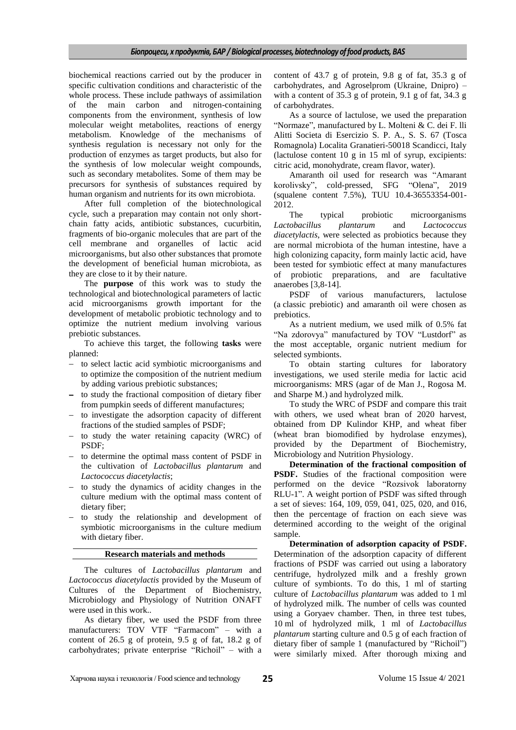biochemical reactions carried out by the producer in specific cultivation conditions and characteristic of the whole process. These include pathways of assimilation of the main carbon and nitrogen-containing components from the environment, synthesis of low molecular weight metabolites, reactions of energy metabolism. Knowledge of the mechanisms of synthesis regulation is necessary not only for the production of enzymes as target products, but also for the synthesis of low molecular weight compounds, such as secondary metabolites. Some of them may be precursors for synthesis of substances required by human organism and nutrients for its own microbiota.

After full completion of the biotechnological cycle, such a preparation may contain not only short-chain fatty acids, antibiotic substances, cucurbitin, fragments of bio-organic molecules that are part of the cell membrane and organelles of lactic acid microorganisms, but also other substances that promote the development of beneficial human microbiota, as they are close to it by their nature.

The **purpose** of this work was to study the technological and biotechnological parameters of lactic acid microorganisms growth important for the development of metabolic probiotic technology and to optimize the nutrient medium involving various prebiotic substances.

To achieve this target, the following **tasks** were planned:

- to select lactic acid symbiotic microorganisms and to optimize the composition of the nutrient medium by adding various prebiotic substances;
- to study the fractional composition of dietary fiber from pumpkin seeds of different manufactures;
- to investigate the adsorption capacity of different fractions of the studied samples of PSDF;
- to study the water retaining capacity (WRC) of PSDF;
- to determine the optimal mass content of PSDF in the cultivation of *Lactobacillus plantarum* and *Lactococcus diacetylactis*;
- to study the dynamics of acidity changes in the culture medium with the optimal mass content of dietary fiber;
- to study the relationship and development of symbiotic microorganisms in the culture medium with dietary fiber.

## Research materials and methods

The cultures of *Lactobacillus plantarum* and *Lactococcus diacetylactis* provided by the Museum of Cultures of the Department of Biochemistry, Microbiology and Physiology of Nutrition ONAFT were used in this work..

As dietary fiber, we used the PSDF from three manufacturers: TOV VTF "Farmacom" – with a content of 26.5 g of protein, 9.5 g of fat, 18.2 g of carbohydrates; private enterprise "Richoil" – with a content of 43.7 g of protein, 9.8 g of fat, 35.3 g of carbohydrates, and Agroselprom (Ukraine, Dnipro) – with a content of 35.3 g of protein, 9.1 g of fat, 34.3 g of carbohydrates.

As a source of lactulose, we used the preparation "Normaze", manufactured by L. Molteni & C. dei F. lli Alitti Societa di Esercizio S. P. A., S. S. 67 (Tosca Romagnola) Localita Granatieri-50018 Scandicci, Italy (lactulose content 10 g in 15 ml of syrup, excipients: citric acid, monohydrate, cream flavor, water).

Amaranth oil used for research was "Amarant korolivsky", cold-pressed, SFG "Olena", 2019 (squalene content 7.5%), TUU 10.4-36553354-001-2012.

The typical probiotic microorganisms *Lactobacillus plantarum* and *Lactococcus diacetylactis*, were selected as probiotics because they are normal microbiota of the human intestine, have a high colonizing capacity, form mainly lactic acid, have been tested for symbiotic effect at many manufactures of probiotic preparations, and are facultative anaerobes [3,8-14].

PSDF of various manufacturers, lactulose (a classic prebiotic) and amaranth oil were chosen as prebiotics.

As a nutrient medium, we used milk of 0.5% fat "Na zdorovya" manufactured by TOV "Lustdorf" as the most acceptable, organic nutrient medium for selected symbionts.

To obtain starting cultures for laboratory investigations, we used sterile media for lactic acid microorganisms: MRS (agar of de Man J., Rogosa M. and Sharpe M.) and hydrolyzed milk.

To study the WRC of PSDF and compare this trait with others, we used wheat bran of 2020 harvest, obtained from DP Kulindor KHP, and wheat fiber (wheat bran biomodified by hydrolase enzymes), provided by the Department of Biochemistry, Microbiology and Nutrition Physiology.

**Determination of the fractional composition of PSDF.** Studies of the fractional composition were performed on the device "Rozsivok laboratorny RLU-1". A weight portion of PSDF was sifted through a set of sieves: 164, 109, 059, 041, 025, 020, and 016, then the percentage of fraction on each sieve was determined according to the weight of the original sample.

**Determination of adsorption capacity of PSDF.** Determination of the adsorption capacity of different fractions of PSDF was carried out using a laboratory centrifuge, hydrolyzed milk and a freshly grown culture of symbionts. To do this, 1 ml of starting culture of *Lactobacillus plantarum* was added to 1 ml of hydrolyzed milk. The number of cells was counted using a Goryaev chamber. Then, in three test tubes, 10 ml of hydrolyzed milk, 1 ml of *Lactobacillus plantarum* starting culture and 0.5 g of each fraction of dietary fiber of sample 1 (manufactured by "Richoil") were similarly mixed. After thorough mixing and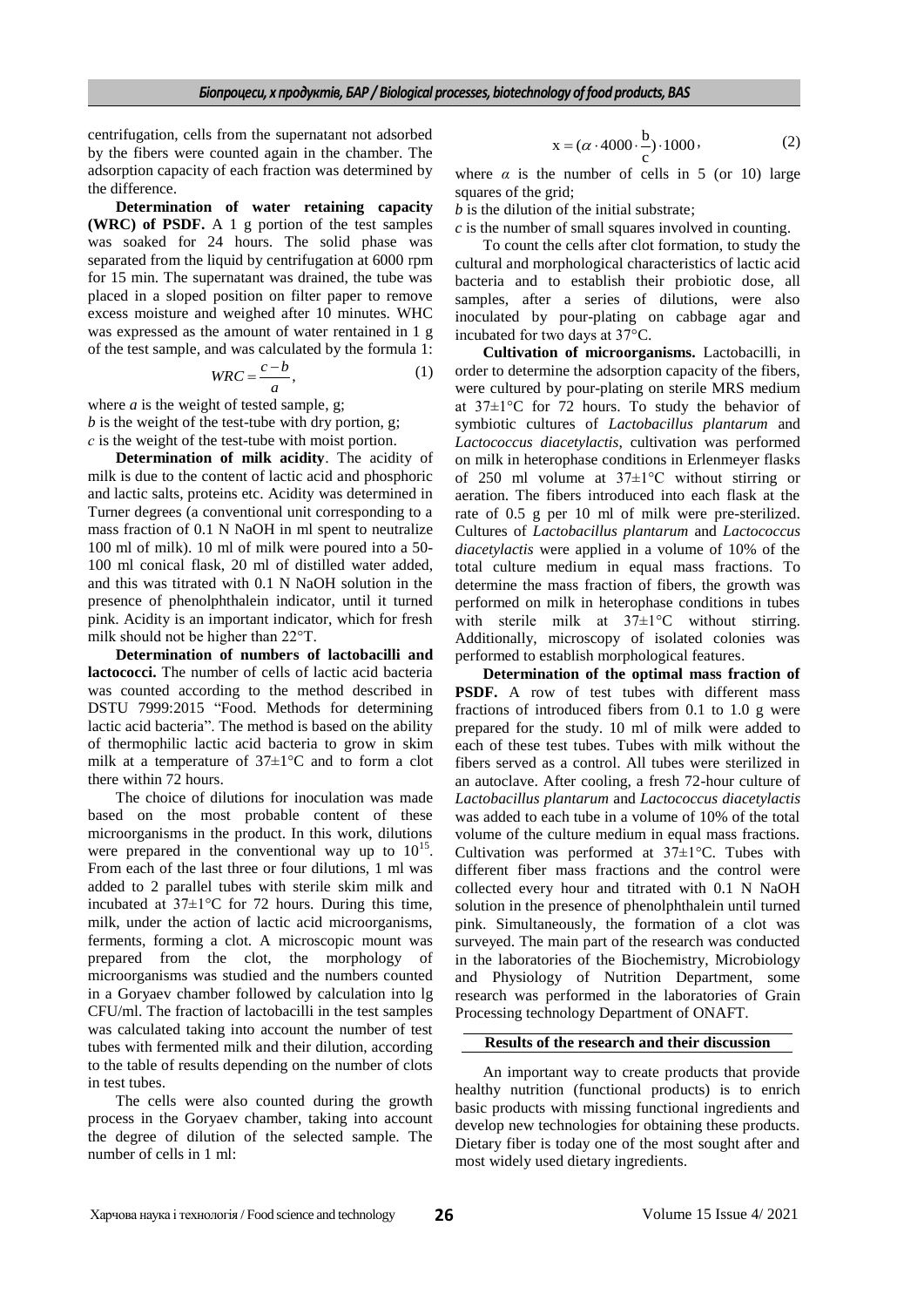centrifugation, cells from the supernatant not adsorbed by the fibers were counted again in the chamber. The adsorption capacity of each fraction was determined by the difference.

**Determination of water retaining capacity (WRC) of PSDF.** A 1 g portion of the test samples was soaked for 24 hours. The solid phase was separated from the liquid by centrifugation at 6000 rpm for 15 min. The supernatant was drained, the tube was placed in a sloped position on filter paper to remove excess moisture and weighed after 10 minutes. WHC was expressed as the amount of water rentained in 1 g of the test sample, and was calculated by the formula 1:

$$WRC = \frac{c-b}{a}, \qquad (1)$$

where *a* is the weight of tested sample, g;
*b* is the weight of the test-tube with dry portion, g;
*c* is the weight of the test-tube with moist portion.

**Determination of milk acidity**. The acidity of milk is due to the content of lactic acid and phosphoric and lactic salts, proteins etc. Acidity was determined in Turner degrees (a conventional unit corresponding to a mass fraction of 0.1 N NaOH in ml spent to neutralize 100 ml of milk). 10 ml of milk were poured into a 50-100 ml conical flask, 20 ml of distilled water added, and this was titrated with 0.1 N NaOH solution in the presence of phenolphthalein indicator, until it turned pink. Acidity is an important indicator, which for fresh milk should not be higher than 22°T.

**Determination of numbers of lactobacilli and lactococci.** The number of cells of lactic acid bacteria was counted according to the method described in DSTU 7999:2015 "Food. Methods for determining lactic acid bacteria". The method is based on the ability of thermophilic lactic acid bacteria to grow in skim milk at a temperature of 37±1°C and to form a clot there within 72 hours.

The choice of dilutions for inoculation was made based on the most probable content of these microorganisms in the product. In this work, dilutions were prepared in the conventional way up to $10^{15}$. From each of the last three or four dilutions, 1 ml was added to 2 parallel tubes with sterile skim milk and incubated at 37±1°C for 72 hours. During this time, milk, under the action of lactic acid microorganisms, ferments, forming a clot. A microscopic mount was prepared from the clot, the morphology of microorganisms was studied and the numbers counted in a Goryaev chamber followed by calculation into lg CFU/ml. The fraction of lactobacilli in the test samples was calculated taking into account the number of test tubes with fermented milk and their dilution, according to the table of results depending on the number of clots in test tubes.

The cells were also counted during the growth process in the Goryaev chamber, taking into account the degree of dilution of the selected sample. The number of cells in 1 ml:

$$x = (\alpha \cdot 4000 \cdot \frac{b}{c}) \cdot 1000, \qquad (2)$$

where $\alpha$ is the number of cells in 5 (or 10) large squares of the grid;
*b* is the dilution of the initial substrate;
*c* is the number of small squares involved in counting.

To count the cells after clot formation, to study the cultural and morphological characteristics of lactic acid bacteria and to establish their probiotic dose, all samples, after a series of dilutions, were also inoculated by pour-plating on cabbage agar and incubated for two days at 37°C.

**Cultivation of microorganisms.** Lactobacilli, in order to determine the adsorption capacity of the fibers, were cultured by pour-plating on sterile MRS medium at 37±1°C for 72 hours. To study the behavior of symbiotic cultures of *Lactobacillus plantarum* and *Lactococcus diacetylactis*, cultivation was performed on milk in heterophase conditions in Erlenmeyer flasks of 250 ml volume at 37±1°C without stirring or aeration. The fibers introduced into each flask at the rate of 0.5 g per 10 ml of milk were pre-sterilized. Cultures of *Lactobacillus plantarum* and *Lactococcus diacetylactis* were applied in a volume of 10% of the total culture medium in equal mass fractions. To determine the mass fraction of fibers, the growth was performed on milk in heterophase conditions in tubes with sterile milk at 37±1°C without stirring. Additionally, microscopy of isolated colonies was performed to establish morphological features.

**Determination of the optimal mass fraction of PSDF.** A row of test tubes with different mass fractions of introduced fibers from 0.1 to 1.0 g were prepared for the study. 10 ml of milk were added to each of these test tubes. Tubes with milk without the fibers served as a control. All tubes were sterilized in an autoclave. After cooling, a fresh 72-hour culture of *Lactobacillus plantarum* and *Lactococcus diacetylactis* was added to each tube in a volume of 10% of the total volume of the culture medium in equal mass fractions. Cultivation was performed at 37±1°C. Tubes with different fiber mass fractions and the control were collected every hour and titrated with 0.1 N NaOH solution in the presence of phenolphthalein until turned pink. Simultaneously, the formation of a clot was surveyed. The main part of the research was conducted in the laboratories of the Biochemistry, Microbiology and Physiology of Nutrition Department, some research was performed in the laboratories of Grain Processing technology Department of ONAFT.

## Results of the research and their discussion

An important way to create products that provide healthy nutrition (functional products) is to enrich basic products with missing functional ingredients and develop new technologies for obtaining these products. Dietary fiber is today one of the most sought after and most widely used dietary ingredients.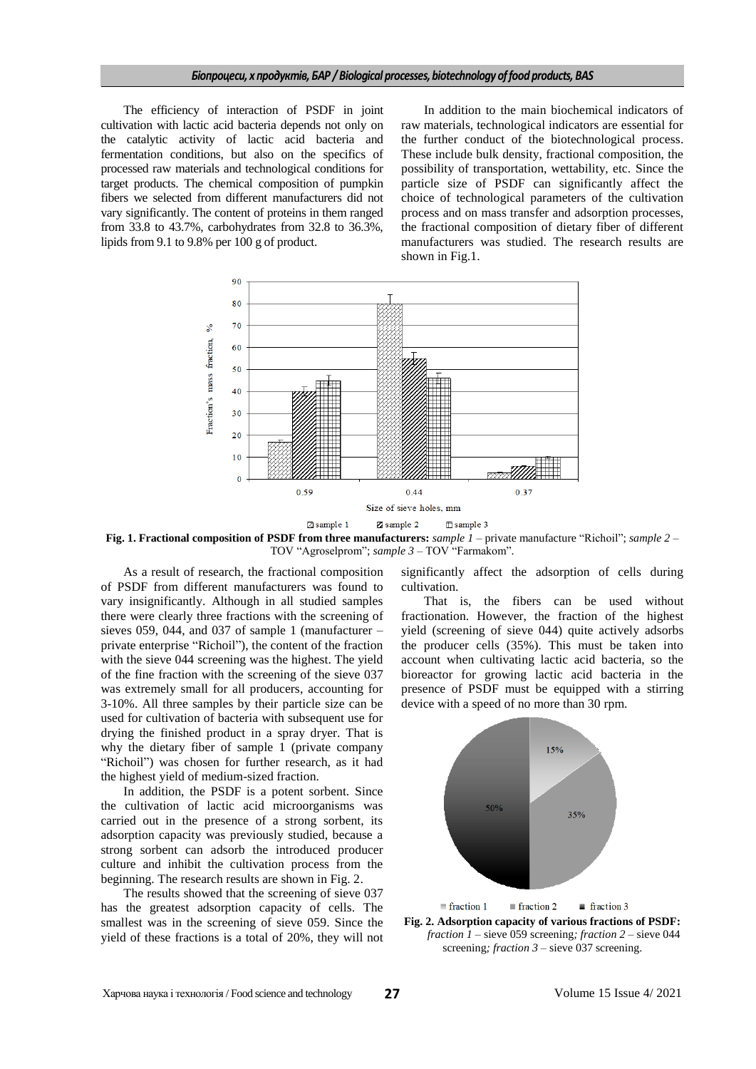The efficiency of interaction of PSDF in joint cultivation with lactic acid bacteria depends not only on the catalytic activity of lactic acid bacteria and fermentation conditions, but also on the specifics of processed raw materials and technological conditions for target products. The chemical composition of pumpkin fibers we selected from different manufacturers did not vary significantly. The content of proteins in them ranged from 33.8 to 43.7%, carbohydrates from 32.8 to 36.3%, lipids from 9.1 to 9.8% per 100 g of product.

In addition to the main biochemical indicators of raw materials, technological indicators are essential for the further conduct of the biotechnological process. These include bulk density, fractional composition, the possibility of transportation, wettability, etc. Since the particle size of PSDF can significantly affect the choice of technological parameters of the cultivation process and on mass transfer and adsorption processes, the fractional composition of dietary fiber of different manufacturers was studied. The research results are shown in Fig.1.

**Fig. 1. Fractional composition of PSDF from three manufacturers:** *sample 1* – private manufacture "Richoil"; *sample 2* – TOV "Agroselprom"; *sample 3* – TOV "Farmakom".

As a result of research, the fractional composition of PSDF from different manufacturers was found to vary insignificantly. Although in all studied samples there were clearly three fractions with the screening of sieves 059, 044, and 037 of sample 1 (manufacturer – private enterprise "Richoil"), the content of the fraction with the sieve 044 screening was the highest. The yield of the fine fraction with the screening of the sieve 037 was extremely small for all producers, accounting for 3-10%. All three samples by their particle size can be used for cultivation of bacteria with subsequent use for drying the finished product in a spray dryer. That is why the dietary fiber of sample 1 (private company "Richoil") was chosen for further research, as it had the highest yield of medium-sized fraction.

In addition, the PSDF is a potent sorbent. Since the cultivation of lactic acid microorganisms was carried out in the presence of a strong sorbent, its adsorption capacity was previously studied, because a strong sorbent can adsorb the introduced producer culture and inhibit the cultivation process from the beginning. The research results are shown in Fig. 2.

The results showed that the screening of sieve 037 has the greatest adsorption capacity of cells. The smallest was in the screening of sieve 059. Since the yield of these fractions is a total of 20%, they will not significantly affect the adsorption of cells during cultivation.

That is, the fibers can be used without fractionation. However, the fraction of the highest yield (screening of sieve 044) quite actively adsorbs the producer cells (35%). This must be taken into account when cultivating lactic acid bacteria, so the bioreactor for growing lactic acid bacteria in the presence of PSDF must be equipped with a stirring device with a speed of no more than 30 rpm.

**Fig. 2. Adsorption capacity of various fractions of PSDF:** *fraction 1* – sieve 059 screening*; fraction 2* – sieve 044 screening*; fraction 3* – sieve 037 screening.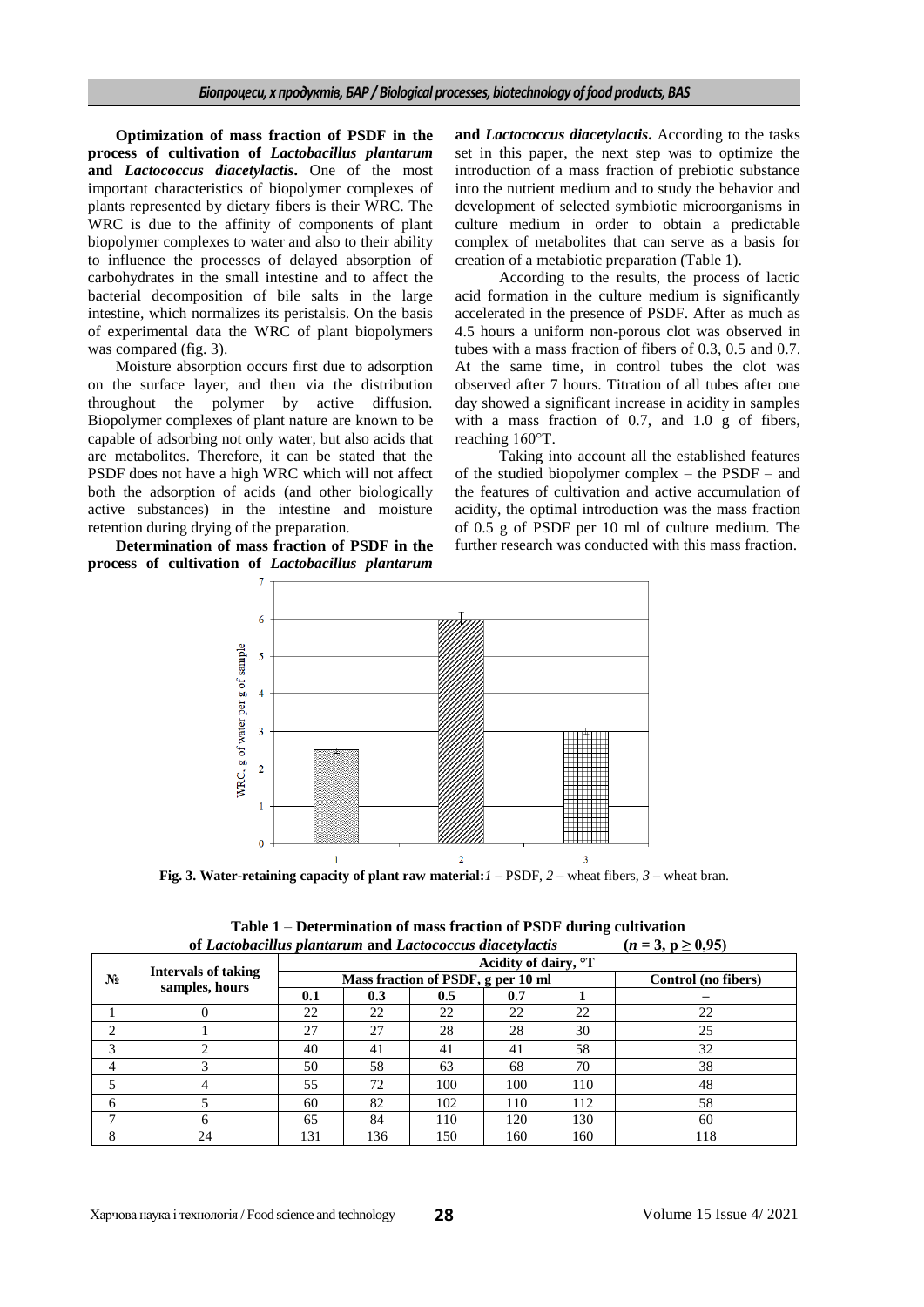**Optimization of mass fraction of PSDF in the process of cultivation of *Lactobacillus plantarum* and *Lactococcus diacetylactis*.** One of the most important characteristics of biopolymer complexes of plants represented by dietary fibers is their WRC. The WRC is due to the affinity of components of plant biopolymer complexes to water and also to their ability to influence the processes of delayed absorption of carbohydrates in the small intestine and to affect the bacterial decomposition of bile salts in the large intestine, which normalizes its peristalsis. On the basis of experimental data the WRC of plant biopolymers was compared (fig. 3).

Moisture absorption occurs first due to adsorption on the surface layer, and then via the distribution throughout the polymer by active diffusion. Biopolymer complexes of plant nature are known to be capable of adsorbing not only water, but also acids that are metabolites. Therefore, it can be stated that the PSDF does not have a high WRC which will not affect both the adsorption of acids (and other biologically active substances) in the intestine and moisture retention during drying of the preparation.

**Determination of mass fraction of PSDF in the process of cultivation of *Lactobacillus plantarum* and *Lactococcus diacetylactis*.** According to the tasks set in this paper, the next step was to optimize the introduction of a mass fraction of prebiotic substance into the nutrient medium and to study the behavior and development of selected symbiotic microorganisms in culture medium in order to obtain a predictable complex of metabolites that can serve as a basis for creation of a metabiotic preparation (Table 1).

According to the results, the process of lactic acid formation in the culture medium is significantly accelerated in the presence of PSDF. After as much as 4.5 hours a uniform non-porous clot was observed in tubes with a mass fraction of fibers of 0.3, 0.5 and 0.7. At the same time, in control tubes the clot was observed after 7 hours. Titration of all tubes after one day showed a significant increase in acidity in samples with a mass fraction of 0.7, and 1.0 g of fibers, reaching 160°T.

Taking into account all the established features of the studied biopolymer complex – the PSDF – and the features of cultivation and active accumulation of acidity, the optimal introduction was the mass fraction of 0.5 g of PSDF per 10 ml of culture medium. The further research was conducted with this mass fraction.

**Fig. 3. Water-retaining capacity of plant raw material:** *1* – PSDF, *2* – wheat fibers, *3* – wheat bran.

**Table 1** – **Determination of mass fraction of PSDF during cultivation of *Lactobacillus plantarum* and *Lactococcus diacetylactis*** ($n = 3$, $p \geq 0{,}95$)

| № | Intervals of taking samples, hours | Acidity of dairy, °T | | | | | |
|---|---|---|---|---|---|---|---|
| | | Mass fraction of PSDF, g per 10 ml | | | | | Control (no fibers) |
| | | 0.1 | 0.3 | 0.5 | 0.7 | 1 | – |
| 1 | 0 | 22 | 22 | 22 | 22 | 22 | 22 |
| 2 | 1 | 27 | 27 | 28 | 28 | 30 | 25 |
| 3 | 2 | 40 | 41 | 41 | 41 | 58 | 32 |
| 4 | 3 | 50 | 58 | 63 | 68 | 70 | 38 |
| 5 | 4 | 55 | 72 | 100 | 100 | 110 | 48 |
| 6 | 5 | 60 | 82 | 102 | 110 | 112 | 58 |
| 7 | 6 | 65 | 84 | 110 | 120 | 130 | 60 |
| 8 | 24 | 131 | 136 | 150 | 160 | 160 | 118 |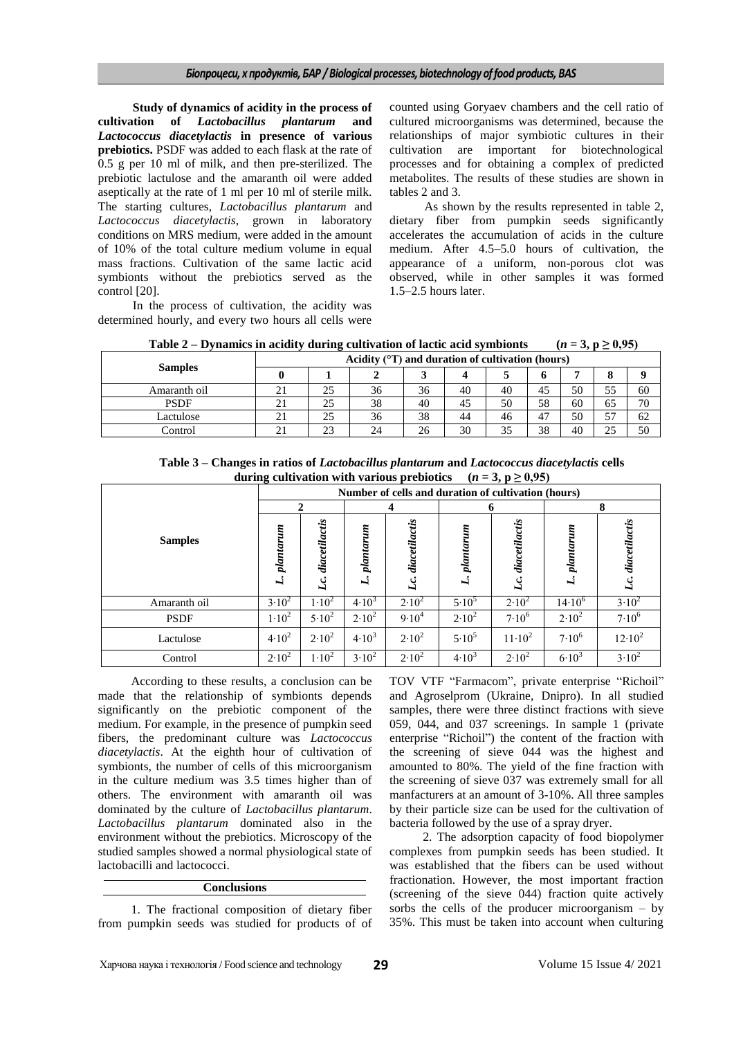**Study of dynamics of acidity in the process of cultivation of *Lactobacillus plantarum* and *Lactococcus diacetylactis* in presence of various prebiotics.** PSDF was added to each flask at the rate of 0.5 g per 10 ml of milk, and then pre-sterilized. The prebiotic lactulose and the amaranth oil were added aseptically at the rate of 1 ml per 10 ml of sterile milk. The starting cultures, *Lactobacillus plantarum* and *Lactococcus diacetylactis*, grown in laboratory conditions on MRS medium, were added in the amount of 10% of the total culture medium volume in equal mass fractions. Cultivation of the same lactic acid symbionts without the prebiotics served as the control [20].

In the process of cultivation, the acidity was determined hourly, and every two hours all cells were counted using Goryaev chambers and the cell ratio of cultured microorganisms was determined, because the relationships of major symbiotic cultures in their cultivation are important for biotechnological processes and for obtaining a complex of predicted metabolites. The results of these studies are shown in tables 2 and 3.

As shown by the results represented in table 2, dietary fiber from pumpkin seeds significantly accelerates the accumulation of acids in the culture medium. After 4.5–5.0 hours of cultivation, the appearance of a uniform, non-porous clot was observed, while in other samples it was formed 1.5–2.5 hours later.

**Table 2 – Dynamics in acidity during cultivation of lactic acid symbionts** ($n = 3$, $p \geq 0{,}95$)

| Samples | Acidity (°T) and duration of cultivation (hours) | | | | | | | | | |
|---|---|---|---|---|---|---|---|---|---|---|
| | 0 | 1 | 2 | 3 | 4 | 5 | 6 | 7 | 8 | 9 |
| Amaranth oil | 21 | 25 | 36 | 36 | 40 | 40 | 45 | 50 | 55 | 60 |
| PSDF | 21 | 25 | 38 | 40 | 45 | 50 | 58 | 60 | 65 | 70 |
| Lactulose | 21 | 25 | 36 | 38 | 44 | 46 | 47 | 50 | 57 | 62 |
| Control | 21 | 23 | 24 | 26 | 30 | 35 | 38 | 40 | 25 | 50 |

**Table 3 – Changes in ratios of *Lactobacillus plantarum* and *Lactococcus diacetylactis* cells during cultivation with various prebiotics** ($n = 3$, $p \geq 0{,}95$)

| Samples | Number of cells and duration of cultivation (hours) | | | | | | | |
|---|---|---|---|---|---|---|---|---|
| | 2 | | 4 | | 6 | | 8 | |
| | *L. plantarum* | *Lc. diacetilactis* | *L. plantarum* | *Lc. diacetilactis* | *L. plantarum* | *Lc. diacetilactis* | *L. plantarum* | *Lc. diacetilactis* |
| Amaranth oil | $3{\cdot}10^2$ | $1{\cdot}10^2$ | $4{\cdot}10^3$ | $2{\cdot}10^2$ | $5{\cdot}10^5$ | $2{\cdot}10^2$ | $14{\cdot}10^6$ | $3{\cdot}10^2$ |
| PSDF | $1{\cdot}10^2$ | $5{\cdot}10^2$ | $2{\cdot}10^2$ | $9{\cdot}10^4$ | $2{\cdot}10^2$ | $7{\cdot}10^6$ | $2{\cdot}10^2$ | $7{\cdot}10^6$ |
| Lactulose | $4{\cdot}10^2$ | $2{\cdot}10^2$ | $4{\cdot}10^3$ | $2{\cdot}10^2$ | $5{\cdot}10^5$ | $11{\cdot}10^2$ | $7{\cdot}10^6$ | $12{\cdot}10^2$ |
| Control | $2{\cdot}10^2$ | $1{\cdot}10^2$ | $3{\cdot}10^2$ | $2{\cdot}10^2$ | $4{\cdot}10^3$ | $2{\cdot}10^2$ | $6{\cdot}10^3$ | $3{\cdot}10^2$ |

According to these results, a conclusion can be made that the relationship of symbionts depends significantly on the prebiotic component of the medium. For example, in the presence of pumpkin seed fibers, the predominant culture was *Lactococcus diacetylactis*. At the eighth hour of cultivation of symbionts, the number of cells of this microorganism in the culture medium was 3.5 times higher than of others. The environment with amaranth oil was dominated by the culture of *Lactobacillus plantarum*. *Lactobacillus plantarum* dominated also in the environment without the prebiotics. Microscopy of the studied samples showed a normal physiological state of lactobacilli and lactococci.

## Conclusions

1. The fractional composition of dietary fiber from pumpkin seeds was studied for products of of TOV VTF "Farmacom", private enterprise "Richoil" and Agroselprom (Ukraine, Dnipro). In all studied samples, there were three distinct fractions with sieve 059, 044, and 037 screenings. In sample 1 (private enterprise "Richoil") the content of the fraction with the screening of sieve 044 was the highest and amounted to 80%. The yield of the fine fraction with the screening of sieve 037 was extremely small for all manfacturers at an amount of 3-10%. All three samples by their particle size can be used for the cultivation of bacteria followed by the use of a spray dryer.

2. The adsorption capacity of food biopolymer complexes from pumpkin seeds has been studied. It was established that the fibers can be used without fractionation. However, the most important fraction (screening of the sieve 044) fraction quite actively sorbs the cells of the producer microorganism – by 35%. This must be taken into account when culturing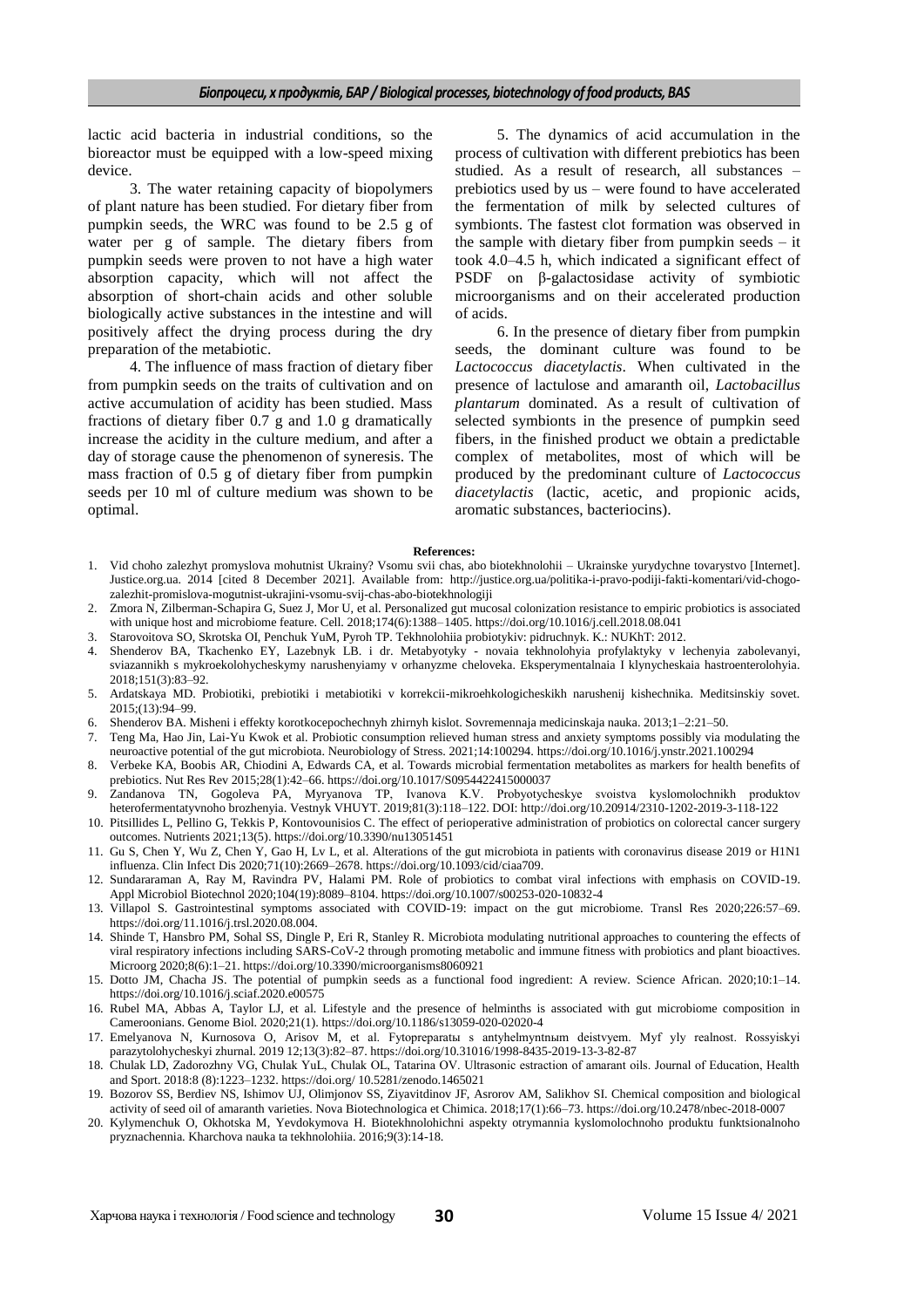lactic acid bacteria in industrial conditions, so the bioreactor must be equipped with a low-speed mixing device.

3. The water retaining capacity of biopolymers of plant nature has been studied. For dietary fiber from pumpkin seeds, the WRC was found to be 2.5 g of water per g of sample. The dietary fibers from pumpkin seeds were proven to not have a high water absorption capacity, which will not affect the absorption of short-chain acids and other soluble biologically active substances in the intestine and will positively affect the drying process during the dry preparation of the metabiotic.

4. The influence of mass fraction of dietary fiber from pumpkin seeds on the traits of cultivation and on active accumulation of acidity has been studied. Mass fractions of dietary fiber 0.7 g and 1.0 g dramatically increase the acidity in the culture medium, and after a day of storage cause the phenomenon of syneresis. The mass fraction of 0.5 g of dietary fiber from pumpkin seeds per 10 ml of culture medium was shown to be optimal.

5. The dynamics of acid accumulation in the process of cultivation with different prebiotics has been studied. As a result of research, all substances – prebiotics used by us – were found to have accelerated the fermentation of milk by selected cultures of symbionts. The fastest clot formation was observed in the sample with dietary fiber from pumpkin seeds – it took 4.0–4.5 h, which indicated a significant effect of PSDF on β-galactosidase activity of symbiotic microorganisms and on their accelerated production of acids.

6. In the presence of dietary fiber from pumpkin seeds, the dominant culture was found to be *Lactococcus diacetylactis*. When cultivated in the presence of lactulose and amaranth oil, *Lactobacillus plantarum* dominated. As a result of cultivation of selected symbionts in the presence of pumpkin seed fibers, in the finished product we obtain a predictable complex of metabolites, most of which will be produced by the predominant culture of *Lactococcus diacetylactis* (lactic, acetic, and propionic acids, aromatic substances, bacteriocins).

**References:**

1. Vid choho zalezhyt promyslova mohutnist Ukrainy? Vsomu svii chas, abo biotekhnolohii – Ukrainske yurydychne tovarystvo [Internet]. Justice.org.ua. 2014 [cited 8 December 2021]. Available from: http://justice.org.ua/politika-i-pravo-podiji-fakti-komentari/vid-chogo-zalezhit-promislova-mogutnist-ukrajini-vsomu-svij-chas-abo-biotekhnologiji
2. Zmora N, Zilberman-Schapira G, Suez J, Mor U, et al. Personalized gut mucosal colonization resistance to empiric probiotics is associated with unique host and microbiome feature. Cell. 2018;174(6):1388–1405. https://doi.org/10.1016/j.cell.2018.08.041
3. Starovoitova SO, Skrotska OI, Penchuk YuM, Pyroh TP. Tekhnolohiia probiotykiv: pidruchnyk. K.: NUKhT: 2012.
4. Shenderov BA, Tkachenko EY, Lazebnyk LB. i dr. Metabyotyky - novaia tekhnolohyia profylaktyky v lechenyia zabolevanyi, sviazannikh s mykroekolohycheskymy narushenyiamy v orhanyzme cheloveka. Eksperymentalnaia I klynycheskaia hastroenterolohyia. 2018;151(3):83–92.
5. Ardatskaya MD. Probiotiki, prebiotiki i metabiotiki v korrekcii-mikroehkologicheskikh narushenij kishechnika. Meditsinskiy sovet. 2015;(13):94–99.
6. Shenderov BA. Misheni i effekty korotkocepochechnyh zhirnyh kislot. Sovremennaja medicinskaja nauka. 2013;1–2:21–50.
7. Teng Ma, Hao Jin, Lai-Yu Kwok et al. Probiotic consumption relieved human stress and anxiety symptoms possibly via modulating the neuroactive potential of the gut microbiota. Neurobiology of Stress. 2021;14:100294. https://doi.org/10.1016/j.ynstr.2021.100294
8. Verbeke KA, Boobis AR, Chiodini A, Edwards CA, et al. Towards microbial fermentation metabolites as markers for health benefits of prebiotics. Nut Res Rev 2015;28(1):42–66. https://doi.org/10.1017/S0954422415000037
9. Zandanova TN, Gogoleva PA, Myryanova TP, Ivanova K.V. Probyotycheskye svoistva kyslomolochnikh produktov heterofermentatyvnoho brozhenyia. Vestnyk VHUYT. 2019;81(3):118–122. DOI: http://doi.org/10.20914/2310-1202-2019-3-118-122
10. Pitsillides L, Pellino G, Tekkis P, Kontovounisios C. The effect of perioperative administration of probiotics on colorectal cancer surgery outcomes. Nutrients 2021;13(5). https://doi.org/10.3390/nu13051451
11. Gu S, Chen Y, Wu Z, Chen Y, Gao H, Lv L, et al. Alterations of the gut microbiota in patients with coronavirus disease 2019 or H1N1 influenza. Clin Infect Dis 2020;71(10):2669–2678. https://doi.org/10.1093/cid/ciaa709.
12. Sundararaman A, Ray M, Ravindra PV, Halami PM. Role of probiotics to combat viral infections with emphasis on COVID-19. Appl Microbiol Biotechnol 2020;104(19):8089–8104. https://doi.org/10.1007/s00253-020-10832-4
13. Villapol S. Gastrointestinal symptoms associated with COVID-19: impact on the gut microbiome. Transl Res 2020;226:57–69. https://doi.org/11.1016/j.trsl.2020.08.004.
14. Shinde T, Hansbro PM, Sohal SS, Dingle P, Eri R, Stanley R. Microbiota modulating nutritional approaches to countering the effects of viral respiratory infections including SARS-CoV-2 through promoting metabolic and immune fitness with probiotics and plant bioactives. Microorg 2020;8(6):1–21. https://doi.org/10.3390/microorganisms8060921
15. Dotto JM, Chacha JS. The potential of pumpkin seeds as a functional food ingredient: A review. Science African. 2020;10:1–14. https://doi.org/10.1016/j.sciaf.2020.e00575
16. Rubel MA, Abbas A, Taylor LJ, et al. Lifestyle and the presence of helminths is associated with gut microbiome composition in Cameroonians. Genome Biol. 2020;21(1). https://doi.org/10.1186/s13059-020-02020-4
17. Emelyanova N, Kurnosova O, Arisov M, et al. Fytopreparatы s antyhelmyntnыm deistvyem. Myf yly realnost. Rossyiskyi parazytolohycheskyi zhurnal. 2019 12;13(3):82–87. https://doi.org/10.31016/1998-8435-2019-13-3-82-87
18. Chulak LD, Zadorozhny VG, Chulak YuL, Chulak OL, Tatarina OV. Ultrasonic estraction of amarant oils. Journal of Education, Health and Sport. 2018:8 (8):1223–1232. https://doi.org/ 10.5281/zenodo.1465021
19. Bozorov SS, Berdiev NS, Ishimov UJ, Olimjonov SS, Ziyavitdinov JF, Asrorov AM, Salikhov SI. Chemical composition and biological activity of seed oil of amaranth varieties. Nova Biotechnologica et Chimica. 2018;17(1):66–73. https://doi.org/10.2478/nbec-2018-0007
20. Kylymenchuk O, Okhotska M, Yevdokymova H. Biotekhnolohichni aspekty otrymannia kyslomolochnoho produktu funktsionalnoho pryznachennia. Kharchova nauka ta tekhnolohiia. 2016;9(3):14-18.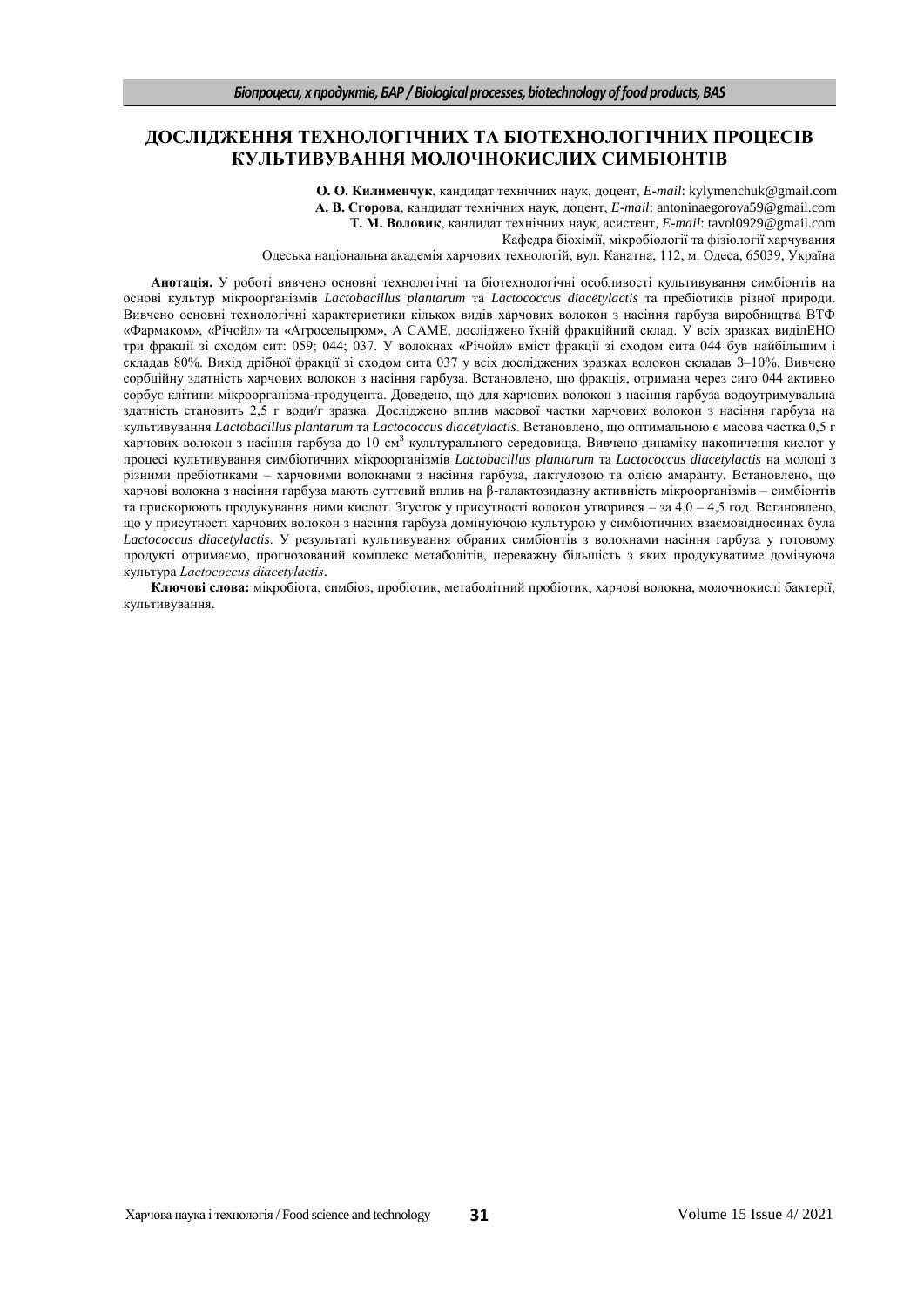# ДОСЛІДЖЕННЯ ТЕХНОЛОГІЧНИХ ТА БІОТЕХНОЛОГІЧНИХ ПРОЦЕСІВ КУЛЬТИВУВАННЯ МОЛОЧНОКИСЛИХ СИМБІОНТІВ

**О. О. Килименчук**, кандидат технічних наук, доцент, *E-mail*: kylymenchuk@gmail.com
**А. В. Єгорова**, кандидат технічних наук, доцент, *E-mail*: antoninaegorova59@gmail.com
**Т. М. Воловик**, кандидат технічних наук, асистент, *E-mail*: tavol0929@gmail.com
Кафедра біохімії, мікробіології та фізіології харчування
Одеська національна академія харчових технологій, вул. Канатна, 112, м. Одеса, 65039, Україна

**Анотація.** У роботі вивчено основні технологічні та біотехнологічні особливості культивування симбіонтів на основі культур мікроорганізмів *Lactobacillus plantarum* та *Lactococcus diacetylactis* та пребіотиків різної природи. Вивчено основні технологічні характеристики кількох видів харчових волокон з насіння гарбуза виробництва ВТФ «Фармаком», «Річойл» та «Агросельпром», А САМЕ, досліджено їхній фракційний склад. У всіх зразках виділЕНО три фракції зі сходом сит: 059; 044; 037. У волокнах «Річойл» вміст фракції зі сходом сита 044 був найбільшим і складав 80%. Вихід дрібної фракції зі сходом сита 037 у всіх досліджених зразках волокон складав 3–10%. Вивчено сорбційну здатність харчових волокон з насіння гарбуза. Встановлено, що фракція, отримана через сито 044 активно сорбує клітини мікроорганізма-продуцента. Доведено, що для харчових волокон з насіння гарбуза водоутримувальна здатність становить 2,5 г води/г зразка. Досліджено вплив масової частки харчових волокон з насіння гарбуза на культивування *Lactobacillus plantarum* та *Lactococcus diacetylactis*. Встановлено, що оптимальною є масова частка 0,5 г харчових волокон з насіння гарбуза до 10 см$^3$ культурального середовища. Вивчено динаміку накопичення кислот у процесі культивування симбіотичних мікроорганізмів *Lactobacillus plantarum* та *Lactococcus diacetylactis* на молоці з різними пребіотиками – харчовими волокнами з насіння гарбуза, лактулозою та олією амаранту. Встановлено, що харчові волокна з насіння гарбуза мають суттєвий вплив на β-галактозидазну активність мікроорганізмів – симбіонтів та прискорюють продукування ними кислот. Згусток у присутності волокон утворився – за 4,0 – 4,5 год. Встановлено, що у присутності харчових волокон з насіння гарбуза домінуючою культурою у симбіотичних взаємовідносинах була *Lactococcus diacetylactis*. У результаті культивування обраних симбіонтів з волокнами насіння гарбуза у готовому продукті отримаємо, прогнозований комплекс метаболітів, переважну більшість з яких продукуватиме домінуюча культура *Lactococcus diacetylactis*.

**Ключові слова:** мікробіота, симбіоз, пробіотик, метаболітний пробіотик, харчові волокна, молочнокислі бактерії, культивування.